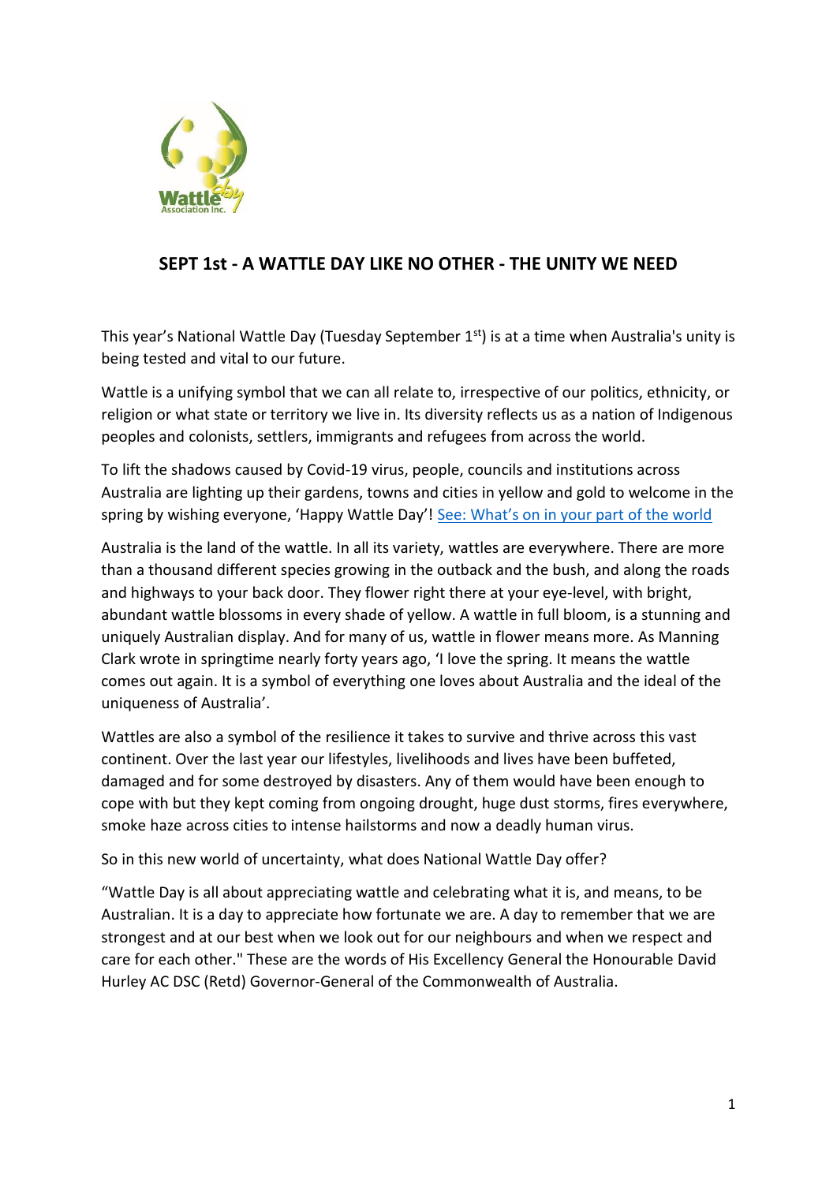## SEPT 1st - A WATTLE DAY LIKE NO OTHER - THE UNITY WE NEED

This year's National Wattle Day (Tuesday September 1st) is at a time when Australia's unity is being tested and vital to our future.

Wattle is a unifying symbol that we can all relate to, irrespective of our politics, ethnicity, or religion or what state or territory we live in. Its diversity reflects us as a nation of Indigenous peoples and colonists, settlers, immigrants and refugees from across the world.

To lift the shadows caused by Covid-19 virus, people, councils and institutions across Australia are lighting up their gardens, towns and cities in yellow and gold to welcome in the spring by wishing everyone, 'Happy Wattle Day'! See: What's on in your part of the world

Australia is the land of the wattle. In all its variety, wattles are everywhere. There are more than a thousand different species growing in the outback and the bush, and along the roads and highways to your back door. They flower right there at your eye-level, with bright, abundant wattle blossoms in every shade of yellow. A wattle in full bloom, is a stunning and uniquely Australian display. And for many of us, wattle in flower means more. As Manning Clark wrote in springtime nearly forty years ago, 'I love the spring. It means the wattle comes out again. It is a symbol of everything one loves about Australia and the ideal of the uniqueness of Australia'.

Wattles are also a symbol of the resilience it takes to survive and thrive across this vast continent. Over the last year our lifestyles, livelihoods and lives have been buffeted, damaged and for some destroyed by disasters. Any of them would have been enough to cope with but they kept coming from ongoing drought, huge dust storms, fires everywhere, smoke haze across cities to intense hailstorms and now a deadly human virus.

So in this new world of uncertainty, what does National Wattle Day offer?

"Wattle Day is all about appreciating wattle and celebrating what it is, and means, to be Australian. It is a day to appreciate how fortunate we are. A day to remember that we are strongest and at our best when we look out for our neighbours and when we respect and care for each other." These are the words of His Excellency General the Honourable David Hurley AC DSC (Retd) Governor-General of the Commonwealth of Australia.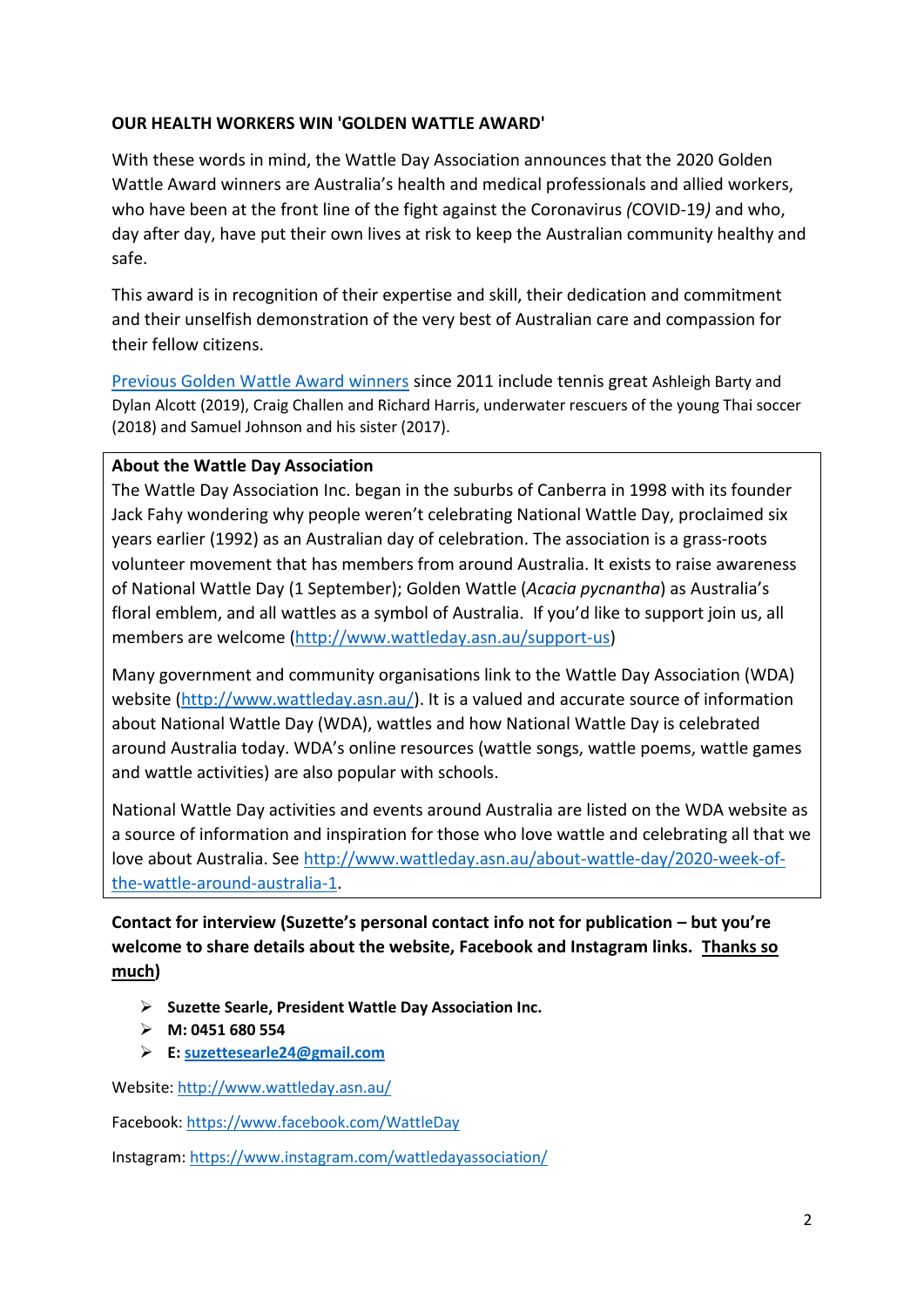**OUR HEALTH WORKERS WIN 'GOLDEN WATTLE AWARD'**

With these words in mind, the Wattle Day Association announces that the 2020 Golden Wattle Award winners are Australia's health and medical professionals and allied workers, who have been at the front line of the fight against the Coronavirus *(*COVID-19*)* and who, day after day, have put their own lives at risk to keep the Australian community healthy and safe.

This award is in recognition of their expertise and skill, their dedication and commitment and their unselfish demonstration of the very best of Australian care and compassion for their fellow citizens.

[Previous Golden Wattle Award winners] since 2011 include tennis great Ashleigh Barty and Dylan Alcott (2019), Craig Challen and Richard Harris, underwater rescuers of the young Thai soccer (2018) and Samuel Johnson and his sister (2017).

**About the Wattle Day Association**

The Wattle Day Association Inc. began in the suburbs of Canberra in 1998 with its founder Jack Fahy wondering why people weren't celebrating National Wattle Day, proclaimed six years earlier (1992) as an Australian day of celebration. The association is a grass-roots volunteer movement that has members from around Australia. It exists to raise awareness of National Wattle Day (1 September); Golden Wattle (*Acacia pycnantha*) as Australia's floral emblem, and all wattles as a symbol of Australia. If you'd like to support join us, all members are welcome (http://www.wattleday.asn.au/support-us)

Many government and community organisations link to the Wattle Day Association (WDA) website (http://www.wattleday.asn.au/). It is a valued and accurate source of information about National Wattle Day (WDA), wattles and how National Wattle Day is celebrated around Australia today. WDA's online resources (wattle songs, wattle poems, wattle games and wattle activities) are also popular with schools.

National Wattle Day activities and events around Australia are listed on the WDA website as a source of information and inspiration for those who love wattle and celebrating all that we love about Australia. See http://www.wattleday.asn.au/about-wattle-day/2020-week-of-the-wattle-around-australia-1.

**Contact for interview (Suzette's personal contact info not for publication – but you're welcome to share details about the website, Facebook and Instagram links. Thanks so much)**

- **Suzette Searle, President Wattle Day Association Inc.**
- **M: 0451 680 554**
- **E: suzettesearle24@gmail.com**

Website: http://www.wattleday.asn.au/

Facebook: https://www.facebook.com/WattleDay

Instagram: https://www.instagram.com/wattledayassociation/